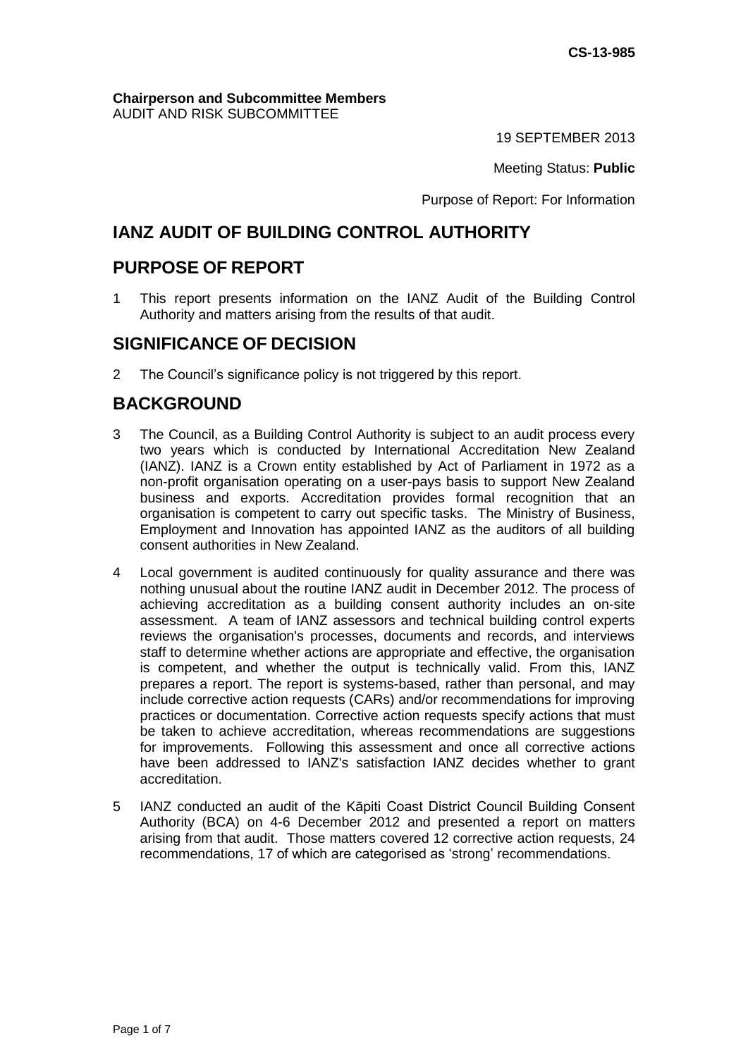CS-13-985

**Chairperson and Subcommittee Members**
AUDIT AND RISK SUBCOMMITTEE

19 SEPTEMBER 2013

Meeting Status: **Public**

Purpose of Report: For Information

# IANZ AUDIT OF BUILDING CONTROL AUTHORITY

## PURPOSE OF REPORT

1 This report presents information on the IANZ Audit of the Building Control Authority and matters arising from the results of that audit.

## SIGNIFICANCE OF DECISION

2 The Council's significance policy is not triggered by this report.

## BACKGROUND

3 The Council, as a Building Control Authority is subject to an audit process every two years which is conducted by International Accreditation New Zealand (IANZ). IANZ is a Crown entity established by Act of Parliament in 1972 as a non-profit organisation operating on a user-pays basis to support New Zealand business and exports. Accreditation provides formal recognition that an organisation is competent to carry out specific tasks. The Ministry of Business, Employment and Innovation has appointed IANZ as the auditors of all building consent authorities in New Zealand.

4 Local government is audited continuously for quality assurance and there was nothing unusual about the routine IANZ audit in December 2012. The process of achieving accreditation as a building consent authority includes an on-site assessment. A team of IANZ assessors and technical building control experts reviews the organisation's processes, documents and records, and interviews staff to determine whether actions are appropriate and effective, the organisation is competent, and whether the output is technically valid. From this, IANZ prepares a report. The report is systems-based, rather than personal, and may include corrective action requests (CARs) and/or recommendations for improving practices or documentation. Corrective action requests specify actions that must be taken to achieve accreditation, whereas recommendations are suggestions for improvements. Following this assessment and once all corrective actions have been addressed to IANZ's satisfaction IANZ decides whether to grant accreditation.

5 IANZ conducted an audit of the Kāpiti Coast District Council Building Consent Authority (BCA) on 4-6 December 2012 and presented a report on matters arising from that audit. Those matters covered 12 corrective action requests, 24 recommendations, 17 of which are categorised as 'strong' recommendations.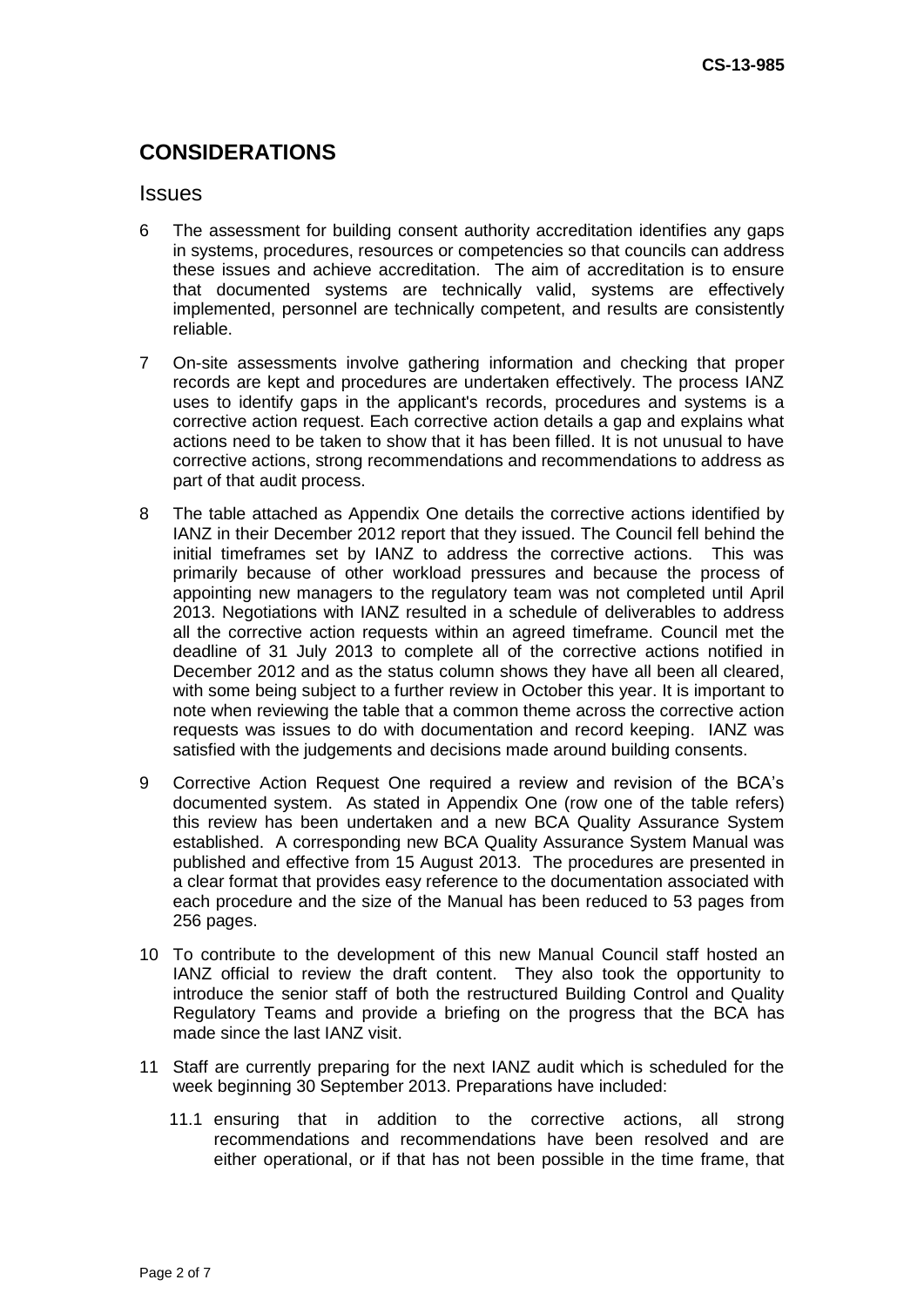## CONSIDERATIONS

### Issues

6 The assessment for building consent authority accreditation identifies any gaps in systems, procedures, resources or competencies so that councils can address these issues and achieve accreditation. The aim of accreditation is to ensure that documented systems are technically valid, systems are effectively implemented, personnel are technically competent, and results are consistently reliable.

7 On-site assessments involve gathering information and checking that proper records are kept and procedures are undertaken effectively. The process IANZ uses to identify gaps in the applicant's records, procedures and systems is a corrective action request. Each corrective action details a gap and explains what actions need to be taken to show that it has been filled. It is not unusual to have corrective actions, strong recommendations and recommendations to address as part of that audit process.

8 The table attached as Appendix One details the corrective actions identified by IANZ in their December 2012 report that they issued. The Council fell behind the initial timeframes set by IANZ to address the corrective actions. This was primarily because of other workload pressures and because the process of appointing new managers to the regulatory team was not completed until April 2013. Negotiations with IANZ resulted in a schedule of deliverables to address all the corrective action requests within an agreed timeframe. Council met the deadline of 31 July 2013 to complete all of the corrective actions notified in December 2012 and as the status column shows they have all been all cleared, with some being subject to a further review in October this year. It is important to note when reviewing the table that a common theme across the corrective action requests was issues to do with documentation and record keeping. IANZ was satisfied with the judgements and decisions made around building consents.

9 Corrective Action Request One required a review and revision of the BCA's documented system. As stated in Appendix One (row one of the table refers) this review has been undertaken and a new BCA Quality Assurance System established. A corresponding new BCA Quality Assurance System Manual was published and effective from 15 August 2013. The procedures are presented in a clear format that provides easy reference to the documentation associated with each procedure and the size of the Manual has been reduced to 53 pages from 256 pages.

10 To contribute to the development of this new Manual Council staff hosted an IANZ official to review the draft content. They also took the opportunity to introduce the senior staff of both the restructured Building Control and Quality Regulatory Teams and provide a briefing on the progress that the BCA has made since the last IANZ visit.

11 Staff are currently preparing for the next IANZ audit which is scheduled for the week beginning 30 September 2013. Preparations have included:

11.1 ensuring that in addition to the corrective actions, all strong recommendations and recommendations have been resolved and are either operational, or if that has not been possible in the time frame, that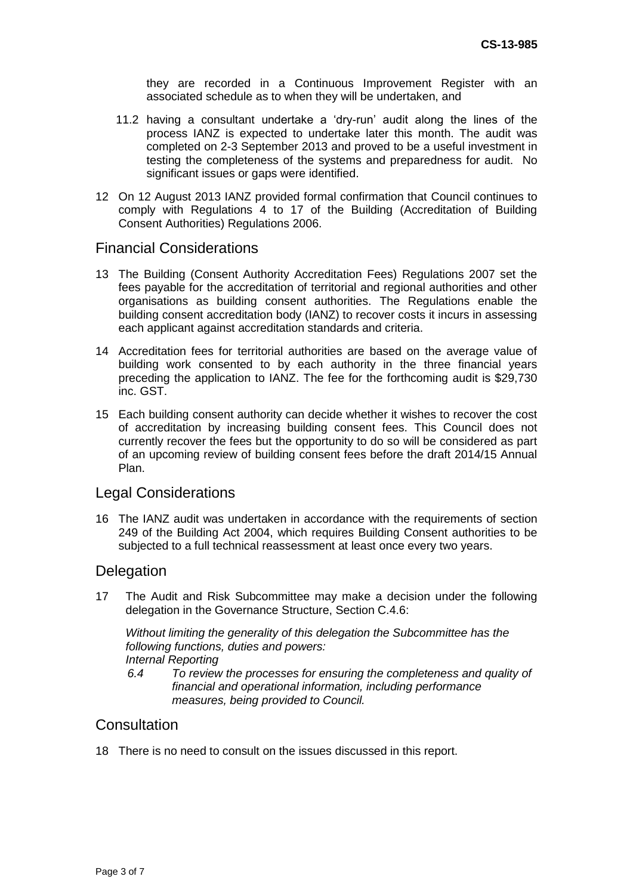they are recorded in a Continuous Improvement Register with an associated schedule as to when they will be undertaken, and

11.2 having a consultant undertake a 'dry-run' audit along the lines of the process IANZ is expected to undertake later this month. The audit was completed on 2-3 September 2013 and proved to be a useful investment in testing the completeness of the systems and preparedness for audit. No significant issues or gaps were identified.

12 On 12 August 2013 IANZ provided formal confirmation that Council continues to comply with Regulations 4 to 17 of the Building (Accreditation of Building Consent Authorities) Regulations 2006.

## Financial Considerations

13 The Building (Consent Authority Accreditation Fees) Regulations 2007 set the fees payable for the accreditation of territorial and regional authorities and other organisations as building consent authorities. The Regulations enable the building consent accreditation body (IANZ) to recover costs it incurs in assessing each applicant against accreditation standards and criteria.

14 Accreditation fees for territorial authorities are based on the average value of building work consented to by each authority in the three financial years preceding the application to IANZ. The fee for the forthcoming audit is $29,730 inc. GST.

15 Each building consent authority can decide whether it wishes to recover the cost of accreditation by increasing building consent fees. This Council does not currently recover the fees but the opportunity to do so will be considered as part of an upcoming review of building consent fees before the draft 2014/15 Annual Plan.

## Legal Considerations

16 The IANZ audit was undertaken in accordance with the requirements of section 249 of the Building Act 2004, which requires Building Consent authorities to be subjected to a full technical reassessment at least once every two years.

## Delegation

17 The Audit and Risk Subcommittee may make a decision under the following delegation in the Governance Structure, Section C.4.6:

*Without limiting the generality of this delegation the Subcommittee has the following functions, duties and powers:*
*Internal Reporting*
*6.4 To review the processes for ensuring the completeness and quality of financial and operational information, including performance measures, being provided to Council.*

## Consultation

18 There is no need to consult on the issues discussed in this report.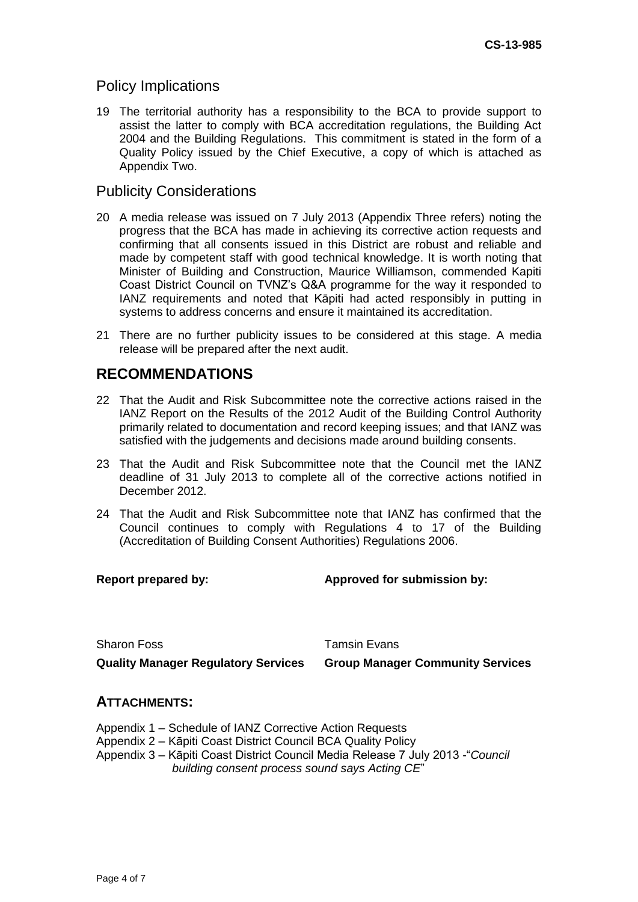## Policy Implications

19 The territorial authority has a responsibility to the BCA to provide support to assist the latter to comply with BCA accreditation regulations, the Building Act 2004 and the Building Regulations. This commitment is stated in the form of a Quality Policy issued by the Chief Executive, a copy of which is attached as Appendix Two.

## Publicity Considerations

20 A media release was issued on 7 July 2013 (Appendix Three refers) noting the progress that the BCA has made in achieving its corrective action requests and confirming that all consents issued in this District are robust and reliable and made by competent staff with good technical knowledge. It is worth noting that Minister of Building and Construction, Maurice Williamson, commended Kapiti Coast District Council on TVNZ's Q&A programme for the way it responded to IANZ requirements and noted that Kāpiti had acted responsibly in putting in systems to address concerns and ensure it maintained its accreditation.

21 There are no further publicity issues to be considered at this stage. A media release will be prepared after the next audit.

## RECOMMENDATIONS

22 That the Audit and Risk Subcommittee note the corrective actions raised in the IANZ Report on the Results of the 2012 Audit of the Building Control Authority primarily related to documentation and record keeping issues; and that IANZ was satisfied with the judgements and decisions made around building consents.

23 That the Audit and Risk Subcommittee note that the Council met the IANZ deadline of 31 July 2013 to complete all of the corrective actions notified in December 2012.

24 That the Audit and Risk Subcommittee note that IANZ has confirmed that the Council continues to comply with Regulations 4 to 17 of the Building (Accreditation of Building Consent Authorities) Regulations 2006.

| **Report prepared by:** | **Approved for submission by:** |
|---|---|
| Sharon Foss | Tamsin Evans |
| **Quality Manager Regulatory Services** | **Group Manager Community Services** |

## ATTACHMENTS:

Appendix 1 – Schedule of IANZ Corrective Action Requests
Appendix 2 – Kāpiti Coast District Council BCA Quality Policy
Appendix 3 – Kāpiti Coast District Council Media Release 7 July 2013 -"*Council building consent process sound says Acting CE*"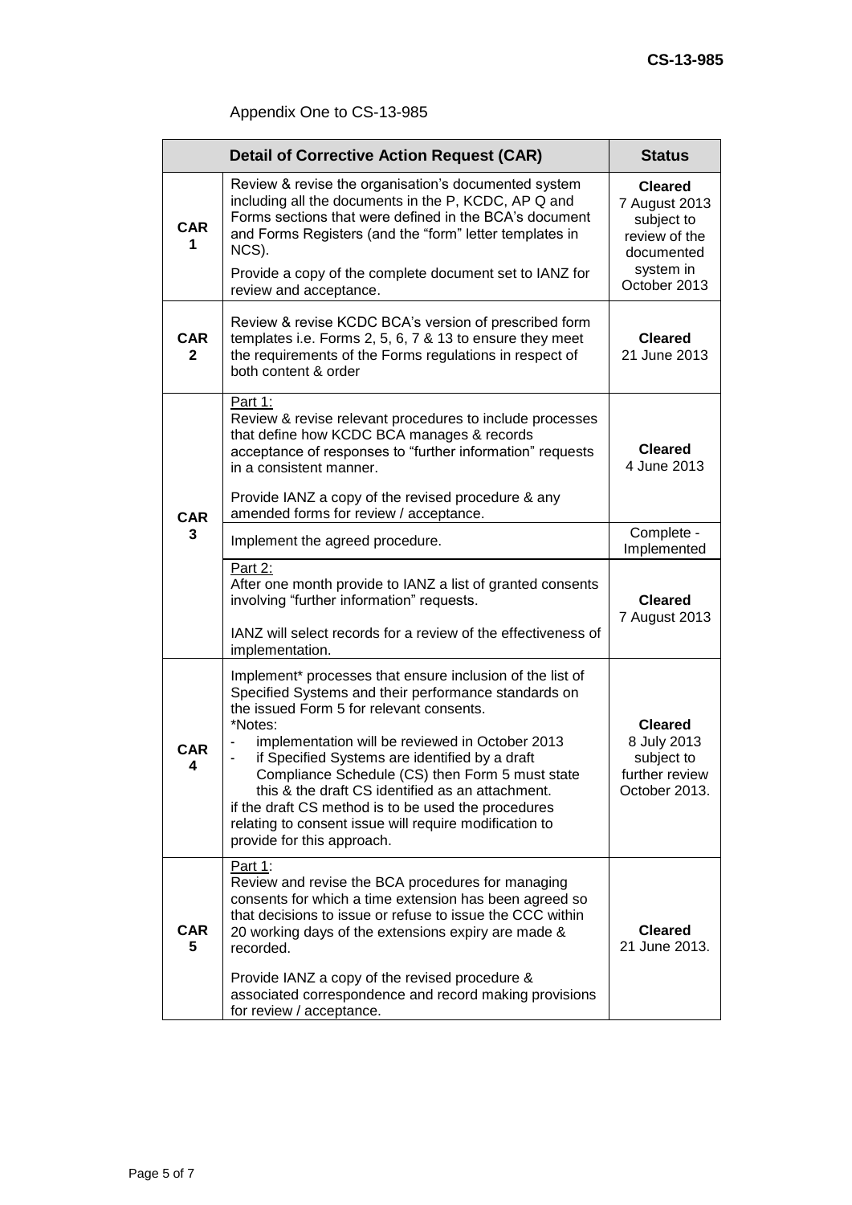Appendix One to CS-13-985

| Detail of Corrective Action Request (CAR) | | Status |
|---|---|---|
| **CAR 1** | Review & revise the organisation's documented system including all the documents in the P, KCDC, AP Q and Forms sections that were defined in the BCA's document and Forms Registers (and the "form" letter templates in NCS).<br><br>Provide a copy of the complete document set to IANZ for review and acceptance. | **Cleared** 7 August 2013 subject to review of the documented system in October 2013 |
| **CAR 2** | Review & revise KCDC BCA's version of prescribed form templates i.e. Forms 2, 5, 6, 7 & 13 to ensure they meet the requirements of the Forms regulations in respect of both content & order | **Cleared** 21 June 2013 |
| **CAR 3** | Part 1:<br>Review & revise relevant procedures to include processes that define how KCDC BCA manages & records acceptance of responses to "further information" requests in a consistent manner.<br><br>Provide IANZ a copy of the revised procedure & any amended forms for review / acceptance. | **Cleared** 4 June 2013 |
| | Implement the agreed procedure. | Complete - Implemented |
| | Part 2:<br>After one month provide to IANZ a list of granted consents involving "further information" requests.<br><br>IANZ will select records for a review of the effectiveness of implementation. | **Cleared** 7 August 2013 |
| **CAR 4** | Implement* processes that ensure inclusion of the list of Specified Systems and their performance standards on the issued Form 5 for relevant consents.<br>*Notes:<br>- implementation will be reviewed in October 2013<br>- if Specified Systems are identified by a draft Compliance Schedule (CS) then Form 5 must state this & the draft CS identified as an attachment.<br>if the draft CS method is to be used the procedures relating to consent issue will require modification to provide for this approach. | **Cleared** 8 July 2013 subject to further review October 2013. |
| **CAR 5** | Part 1:<br>Review and revise the BCA procedures for managing consents for which a time extension has been agreed so that decisions to issue or refuse to issue the CCC within 20 working days of the extensions expiry are made & recorded.<br><br>Provide IANZ a copy of the revised procedure & associated correspondence and record making provisions for review / acceptance. | **Cleared** 21 June 2013. |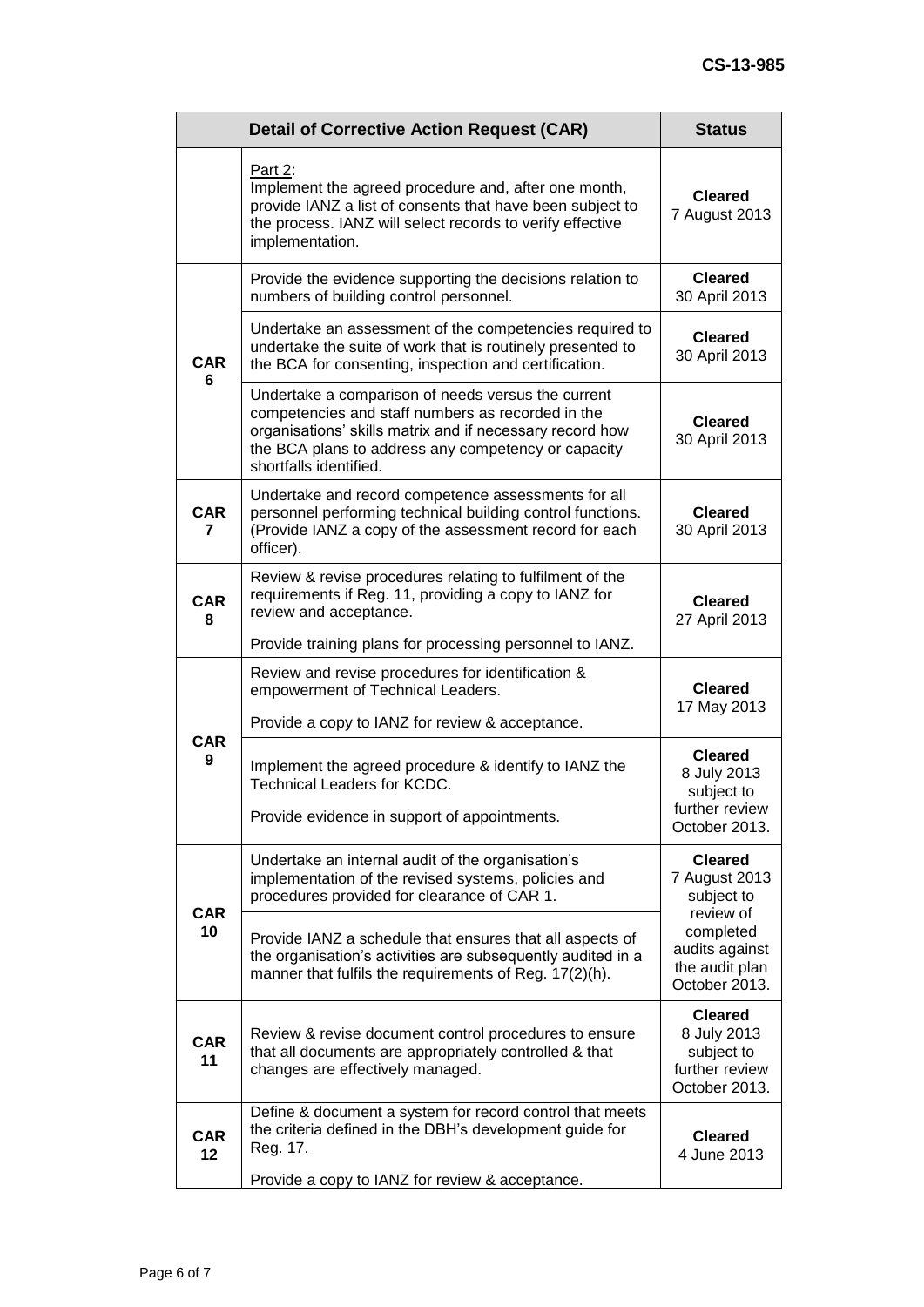| Detail of Corrective Action Request (CAR) | | Status |
|---|---|---|
| | Part 2:<br>Implement the agreed procedure and, after one month, provide IANZ a list of consents that have been subject to the process. IANZ will select records to verify effective implementation. | **Cleared**<br>7 August 2013 |
| **CAR 6** | Provide the evidence supporting the decisions relation to numbers of building control personnel. | **Cleared**<br>30 April 2013 |
| | Undertake an assessment of the competencies required to undertake the suite of work that is routinely presented to the BCA for consenting, inspection and certification. | **Cleared**<br>30 April 2013 |
| | Undertake a comparison of needs versus the current competencies and staff numbers as recorded in the organisations' skills matrix and if necessary record how the BCA plans to address any competency or capacity shortfalls identified. | **Cleared**<br>30 April 2013 |
| **CAR 7** | Undertake and record competence assessments for all personnel performing technical building control functions. (Provide IANZ a copy of the assessment record for each officer). | **Cleared**<br>30 April 2013 |
| **CAR 8** | Review & revise procedures relating to fulfilment of the requirements if Reg. 11, providing a copy to IANZ for review and acceptance.<br>Provide training plans for processing personnel to IANZ. | **Cleared**<br>27 April 2013 |
| **CAR 9** | Review and revise procedures for identification & empowerment of Technical Leaders.<br>Provide a copy to IANZ for review & acceptance. | **Cleared**<br>17 May 2013 |
| | Implement the agreed procedure & identify to IANZ the Technical Leaders for KCDC.<br>Provide evidence in support of appointments. | **Cleared**<br>8 July 2013 subject to further review October 2013. |
| **CAR 10** | Undertake an internal audit of the organisation's implementation of the revised systems, policies and procedures provided for clearance of CAR 1. | **Cleared**<br>7 August 2013 subject to review of completed audits against the audit plan October 2013. |
| | Provide IANZ a schedule that ensures that all aspects of the organisation's activities are subsequently audited in a manner that fulfils the requirements of Reg. 17(2)(h). | |
| **CAR 11** | Review & revise document control procedures to ensure that all documents are appropriately controlled & that changes are effectively managed. | **Cleared**<br>8 July 2013 subject to further review October 2013. |
| **CAR 12** | Define & document a system for record control that meets the criteria defined in the DBH's development guide for Reg. 17.<br>Provide a copy to IANZ for review & acceptance. | **Cleared**<br>4 June 2013 |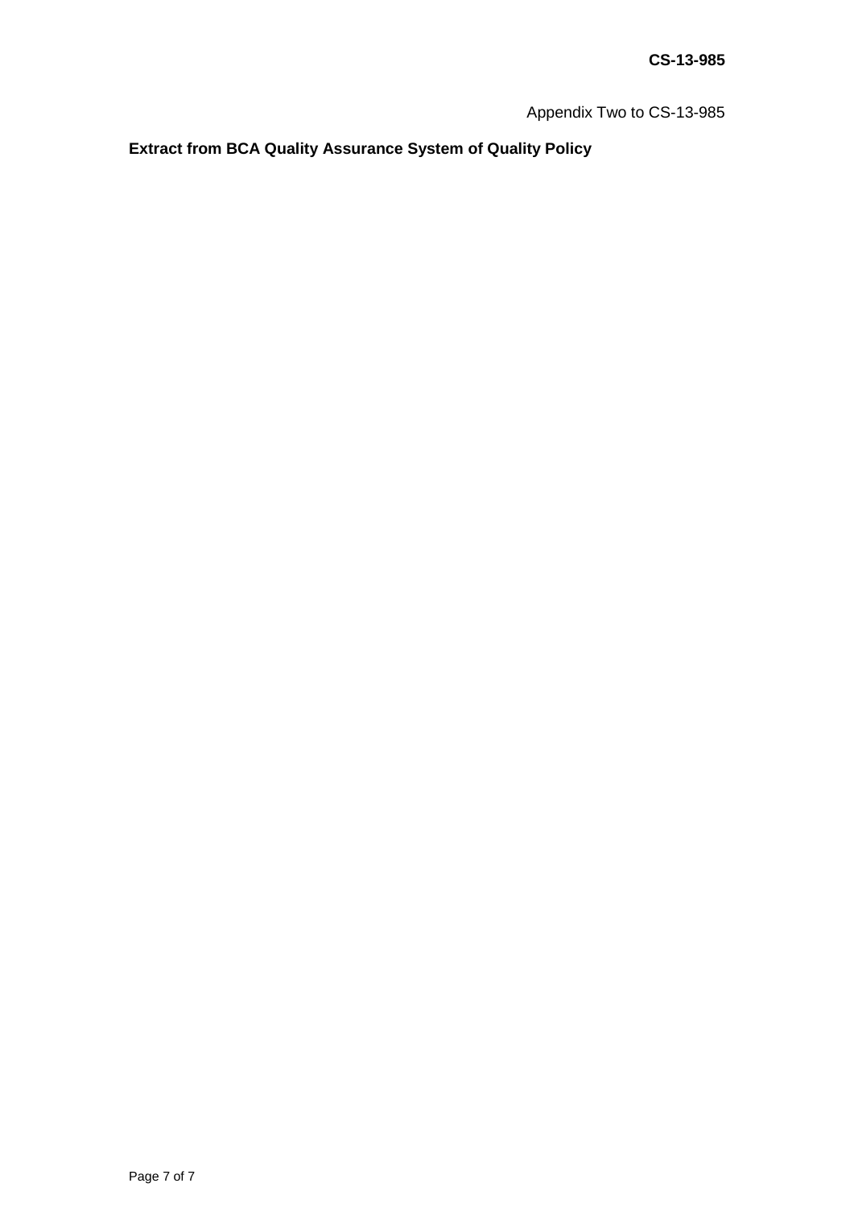Appendix Two to CS-13-985

**Extract from BCA Quality Assurance System of Quality Policy**